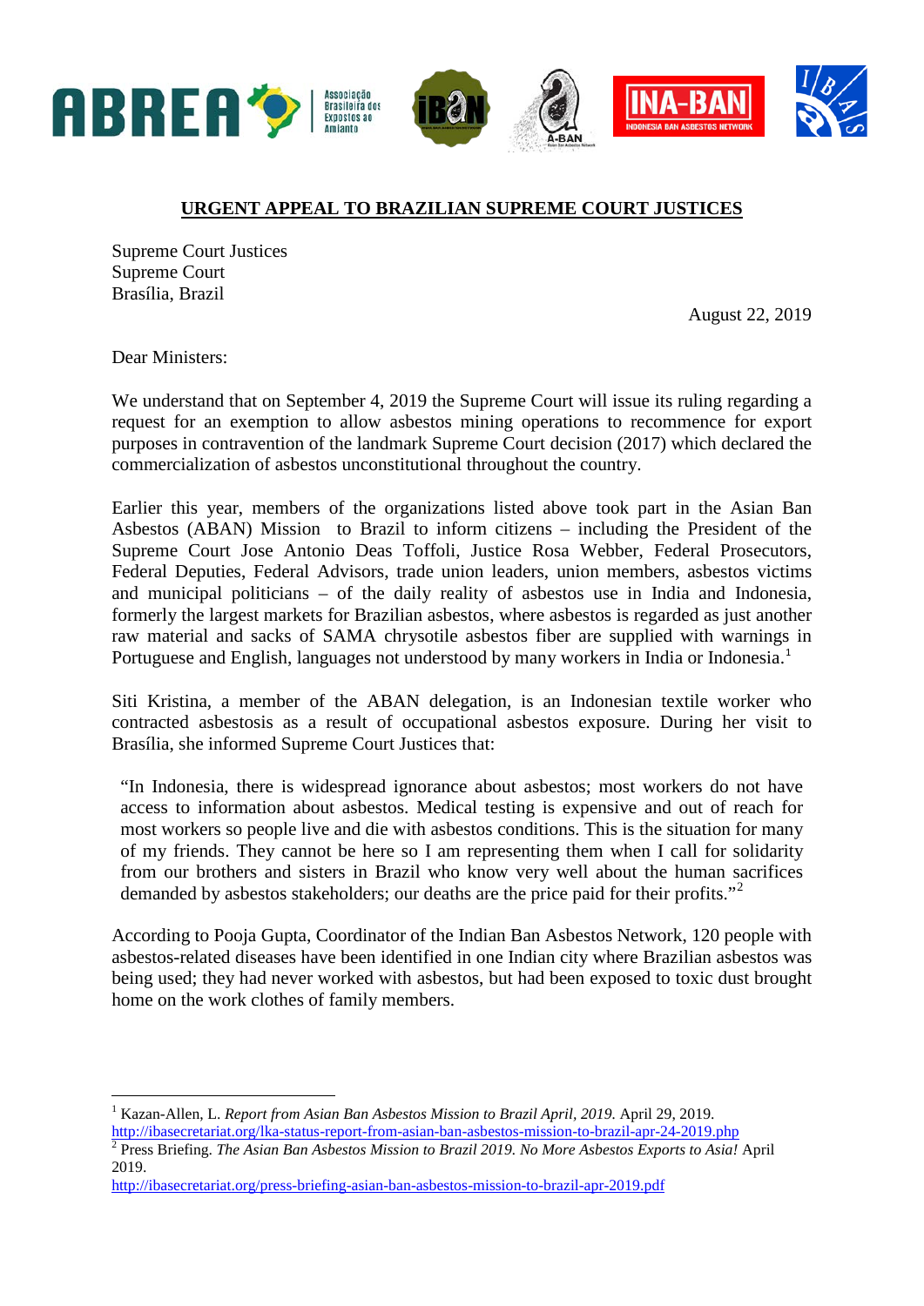## URGENT APPEAL TO BRAZILIAN SUPREME COURT JUSTICES

Supreme Court Justices
Supreme Court
Brasília, Brazil

August 22, 2019

Dear Ministers:

We understand that on September 4, 2019 the Supreme Court will issue its ruling regarding a request for an exemption to allow asbestos mining operations to recommence for export purposes in contravention of the landmark Supreme Court decision (2017) which declared the commercialization of asbestos unconstitutional throughout the country.

Earlier this year, members of the organizations listed above took part in the Asian Ban Asbestos (ABAN) Mission to Brazil to inform citizens – including the President of the Supreme Court Jose Antonio Deas Toffoli, Justice Rosa Webber, Federal Prosecutors, Federal Deputies, Federal Advisors, trade union leaders, union members, asbestos victims and municipal politicians – of the daily reality of asbestos use in India and Indonesia, formerly the largest markets for Brazilian asbestos, where asbestos is regarded as just another raw material and sacks of SAMA chrysotile asbestos fiber are supplied with warnings in Portuguese and English, languages not understood by many workers in India or Indonesia.[1]

Siti Kristina, a member of the ABAN delegation, is an Indonesian textile worker who contracted asbestosis as a result of occupational asbestos exposure. During her visit to Brasília, she informed Supreme Court Justices that:

> "In Indonesia, there is widespread ignorance about asbestos; most workers do not have access to information about asbestos. Medical testing is expensive and out of reach for most workers so people live and die with asbestos conditions. This is the situation for many of my friends. They cannot be here so I am representing them when I call for solidarity from our brothers and sisters in Brazil who know very well about the human sacrifices demanded by asbestos stakeholders; our deaths are the price paid for their profits."[2]

According to Pooja Gupta, Coordinator of the Indian Ban Asbestos Network, 120 people with asbestos-related diseases have been identified in one Indian city where Brazilian asbestos was being used; they had never worked with asbestos, but had been exposed to toxic dust brought home on the work clothes of family members.

---

[1] Kazan-Allen, L. *Report from Asian Ban Asbestos Mission to Brazil April, 2019.* April 29, 2019. http://ibasecretariat.org/lka-status-report-from-asian-ban-asbestos-mission-to-brazil-apr-24-2019.php

[2] Press Briefing. *The Asian Ban Asbestos Mission to Brazil 2019. No More Asbestos Exports to Asia!* April 2019. http://ibasecretariat.org/press-briefing-asian-ban-asbestos-mission-to-brazil-apr-2019.pdf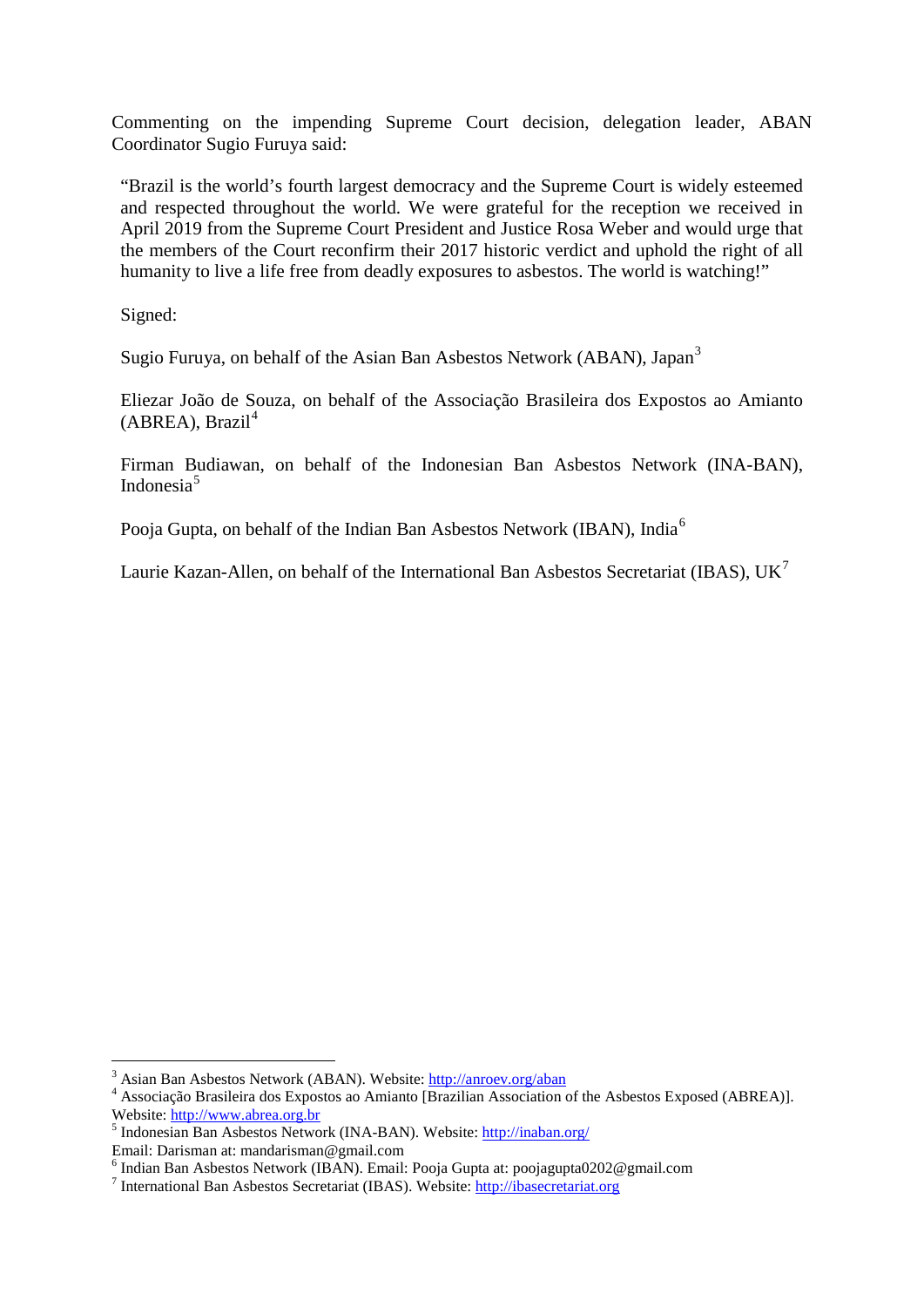Commenting on the impending Supreme Court decision, delegation leader, ABAN Coordinator Sugio Furuya said:

> "Brazil is the world's fourth largest democracy and the Supreme Court is widely esteemed and respected throughout the world. We were grateful for the reception we received in April 2019 from the Supreme Court President and Justice Rosa Weber and would urge that the members of the Court reconfirm their 2017 historic verdict and uphold the right of all humanity to live a life free from deadly exposures to asbestos. The world is watching!"

Signed:

Sugio Furuya, on behalf of the Asian Ban Asbestos Network (ABAN), Japan[3]

Eliezar João de Souza, on behalf of the Associação Brasileira dos Expostos ao Amianto (ABREA), Brazil[4]

Firman Budiawan, on behalf of the Indonesian Ban Asbestos Network (INA-BAN), Indonesia[5]

Pooja Gupta, on behalf of the Indian Ban Asbestos Network (IBAN), India[6]

Laurie Kazan-Allen, on behalf of the International Ban Asbestos Secretariat (IBAS), UK[7]

---

[3] Asian Ban Asbestos Network (ABAN). Website: http://anroev.org/aban

[4] Associação Brasileira dos Expostos ao Amianto [Brazilian Association of the Asbestos Exposed (ABREA)]. Website: http://www.abrea.org.br

[5] Indonesian Ban Asbestos Network (INA-BAN). Website: http://inaban.org/
Email: Darisman at: mandarisman@gmail.com

[6] Indian Ban Asbestos Network (IBAN). Email: Pooja Gupta at: poojagupta0202@gmail.com

[7] International Ban Asbestos Secretariat (IBAS). Website: http://ibasecretariat.org